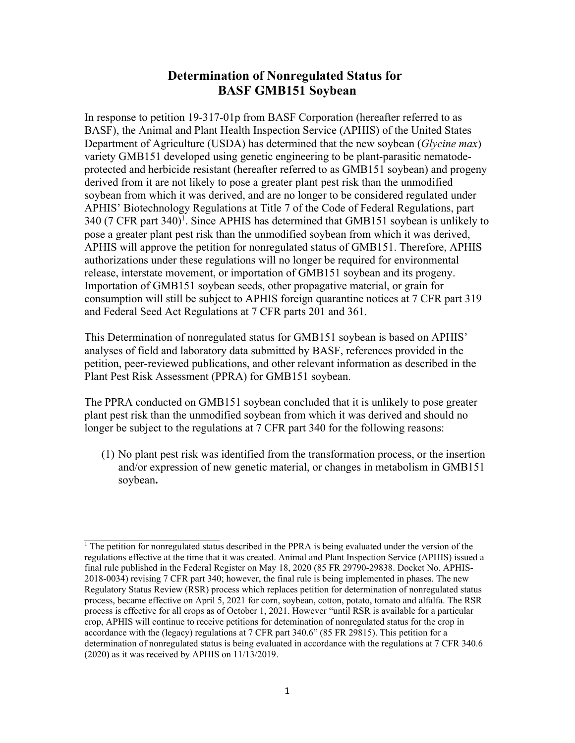# Determination of Nonregulated Status for BASF GMB151 Soybean

In response to petition 19-317-01p from BASF Corporation (hereafter referred to as BASF), the Animal and Plant Health Inspection Service (APHIS) of the United States Department of Agriculture (USDA) has determined that the new soybean (*Glycine max*) variety GMB151 developed using genetic engineering to be plant-parasitic nematode-protected and herbicide resistant (hereafter referred to as GMB151 soybean) and progeny derived from it are not likely to pose a greater plant pest risk than the unmodified soybean from which it was derived, and are no longer to be considered regulated under APHIS' Biotechnology Regulations at Title 7 of the Code of Federal Regulations, part 340 (7 CFR part 340)[1]. Since APHIS has determined that GMB151 soybean is unlikely to pose a greater plant pest risk than the unmodified soybean from which it was derived, APHIS will approve the petition for nonregulated status of GMB151. Therefore, APHIS authorizations under these regulations will no longer be required for environmental release, interstate movement, or importation of GMB151 soybean and its progeny. Importation of GMB151 soybean seeds, other propagative material, or grain for consumption will still be subject to APHIS foreign quarantine notices at 7 CFR part 319 and Federal Seed Act Regulations at 7 CFR parts 201 and 361.

This Determination of nonregulated status for GMB151 soybean is based on APHIS' analyses of field and laboratory data submitted by BASF, references provided in the petition, peer-reviewed publications, and other relevant information as described in the Plant Pest Risk Assessment (PPRA) for GMB151 soybean.

The PPRA conducted on GMB151 soybean concluded that it is unlikely to pose greater plant pest risk than the unmodified soybean from which it was derived and should no longer be subject to the regulations at 7 CFR part 340 for the following reasons:

(1) No plant pest risk was identified from the transformation process, or the insertion and/or expression of new genetic material, or changes in metabolism in GMB151 soybean**.**

---

[1] The petition for nonregulated status described in the PPRA is being evaluated under the version of the regulations effective at the time that it was created. Animal and Plant Inspection Service (APHIS) issued a final rule published in the Federal Register on May 18, 2020 (85 FR 29790-29838. Docket No. APHIS-2018-0034) revising 7 CFR part 340; however, the final rule is being implemented in phases. The new Regulatory Status Review (RSR) process which replaces petition for determination of nonregulated status process, became effective on April 5, 2021 for corn, soybean, cotton, potato, tomato and alfalfa. The RSR process is effective for all crops as of October 1, 2021. However "until RSR is available for a particular crop, APHIS will continue to receive petitions for detemination of nonregulated status for the crop in accordance with the (legacy) regulations at 7 CFR part 340.6" (85 FR 29815). This petition for a determination of nonregulated status is being evaluated in accordance with the regulations at 7 CFR 340.6 (2020) as it was received by APHIS on 11/13/2019.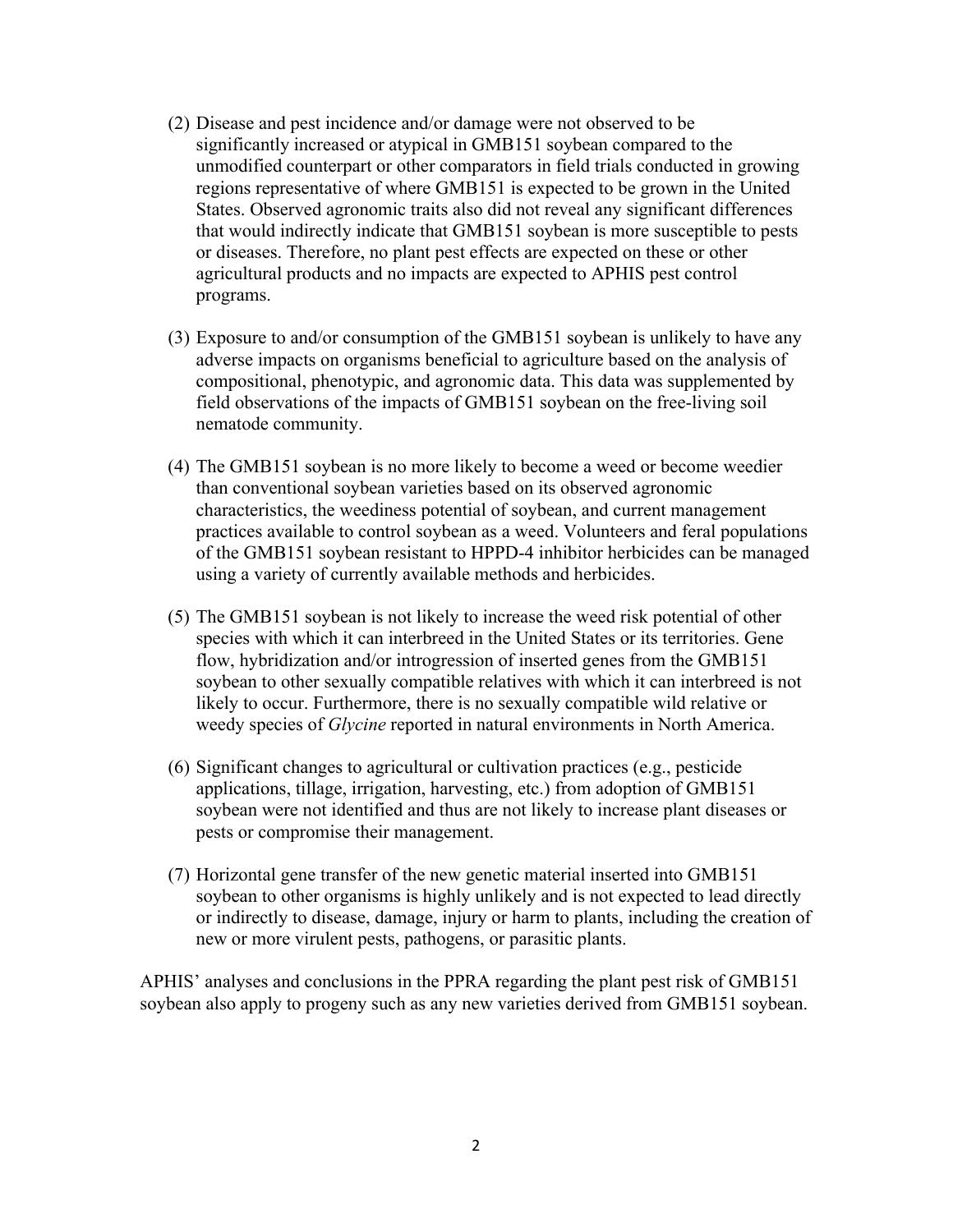(2) Disease and pest incidence and/or damage were not observed to be significantly increased or atypical in GMB151 soybean compared to the unmodified counterpart or other comparators in field trials conducted in growing regions representative of where GMB151 is expected to be grown in the United States. Observed agronomic traits also did not reveal any significant differences that would indirectly indicate that GMB151 soybean is more susceptible to pests or diseases. Therefore, no plant pest effects are expected on these or other agricultural products and no impacts are expected to APHIS pest control programs.

(3) Exposure to and/or consumption of the GMB151 soybean is unlikely to have any adverse impacts on organisms beneficial to agriculture based on the analysis of compositional, phenotypic, and agronomic data. This data was supplemented by field observations of the impacts of GMB151 soybean on the free-living soil nematode community.

(4) The GMB151 soybean is no more likely to become a weed or become weedier than conventional soybean varieties based on its observed agronomic characteristics, the weediness potential of soybean, and current management practices available to control soybean as a weed. Volunteers and feral populations of the GMB151 soybean resistant to HPPD-4 inhibitor herbicides can be managed using a variety of currently available methods and herbicides.

(5) The GMB151 soybean is not likely to increase the weed risk potential of other species with which it can interbreed in the United States or its territories. Gene flow, hybridization and/or introgression of inserted genes from the GMB151 soybean to other sexually compatible relatives with which it can interbreed is not likely to occur. Furthermore, there is no sexually compatible wild relative or weedy species of *Glycine* reported in natural environments in North America.

(6) Significant changes to agricultural or cultivation practices (e.g., pesticide applications, tillage, irrigation, harvesting, etc.) from adoption of GMB151 soybean were not identified and thus are not likely to increase plant diseases or pests or compromise their management.

(7) Horizontal gene transfer of the new genetic material inserted into GMB151 soybean to other organisms is highly unlikely and is not expected to lead directly or indirectly to disease, damage, injury or harm to plants, including the creation of new or more virulent pests, pathogens, or parasitic plants.

APHIS' analyses and conclusions in the PPRA regarding the plant pest risk of GMB151 soybean also apply to progeny such as any new varieties derived from GMB151 soybean.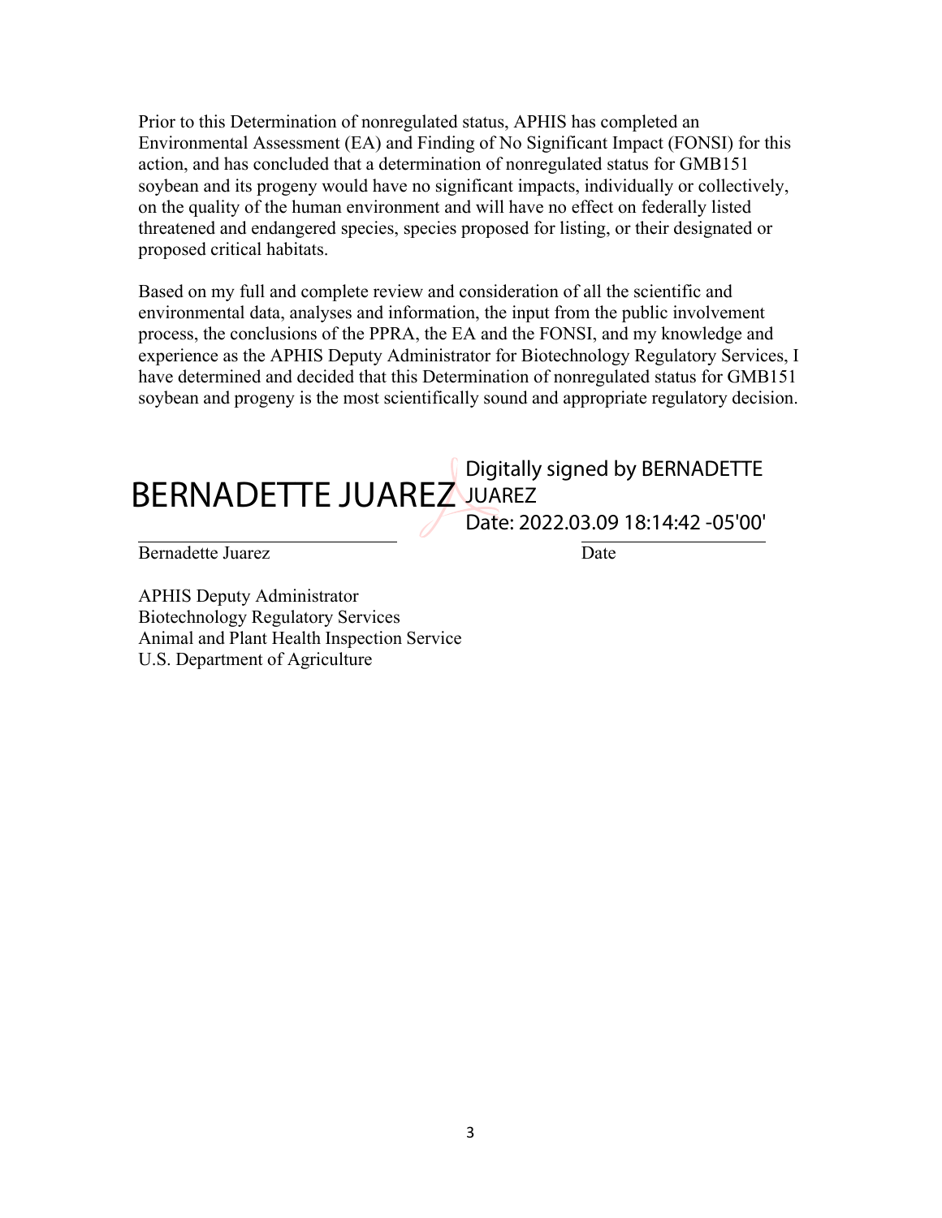Prior to this Determination of nonregulated status, APHIS has completed an Environmental Assessment (EA) and Finding of No Significant Impact (FONSI) for this action, and has concluded that a determination of nonregulated status for GMB151 soybean and its progeny would have no significant impacts, individually or collectively, on the quality of the human environment and will have no effect on federally listed threatened and endangered species, species proposed for listing, or their designated or proposed critical habitats.

Based on my full and complete review and consideration of all the scientific and environmental data, analyses and information, the input from the public involvement process, the conclusions of the PPRA, the EA and the FONSI, and my knowledge and experience as the APHIS Deputy Administrator for Biotechnology Regulatory Services, I have determined and decided that this Determination of nonregulated status for GMB151 soybean and progeny is the most scientifically sound and appropriate regulatory decision.

BERNADETTE JUAREZ

Digitally signed by BERNADETTE JUAREZ
Date: 2022.03.09 18:14:42 -05'00'

Bernadette Juarez — Date

APHIS Deputy Administrator
Biotechnology Regulatory Services
Animal and Plant Health Inspection Service
U.S. Department of Agriculture